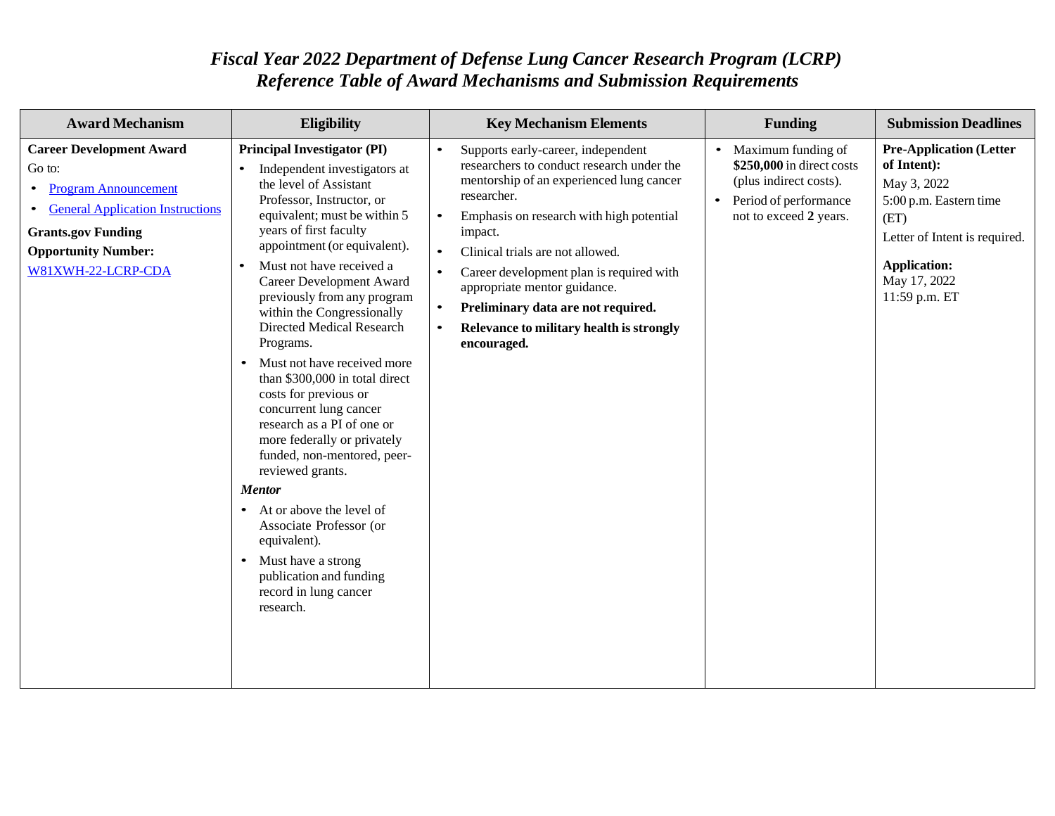# *Fiscal Year 2022 Department of Defense Lung Cancer Research Program (LCRP)*
# *Reference Table of Award Mechanisms and Submission Requirements*

| Award Mechanism | Eligibility | Key Mechanism Elements | Funding | Submission Deadlines |
|---|---|---|---|---|
| **Career Development Award**<br>Go to:<br>• Program Announcement<br>• General Application Instructions<br>**Grants.gov Funding Opportunity Number:**<br>W81XWH-22-LCRP-CDA | **Principal Investigator (PI)**<br>• Independent investigators at the level of Assistant Professor, Instructor, or equivalent; must be within 5 years of first faculty appointment (or equivalent).<br>• Must not have received a Career Development Award previously from any program within the Congressionally Directed Medical Research Programs.<br>• Must not have received more than $300,000 in total direct costs for previous or concurrent lung cancer research as a PI of one or more federally or privately funded, non-mentored, peer-reviewed grants.<br>***Mentor***<br>• At or above the level of Associate Professor (or equivalent).<br>• Must have a strong publication and funding record in lung cancer research. | • Supports early-career, independent researchers to conduct research under the mentorship of an experienced lung cancer researcher.<br>• Emphasis on research with high potential impact.<br>• Clinical trials are not allowed.<br>• Career development plan is required with appropriate mentor guidance.<br>• **Preliminary data are not required.**<br>• **Relevance to military health is strongly encouraged.** | • Maximum funding of **$250,000** in direct costs (plus indirect costs).<br>• Period of performance not to exceed **2** years. | **Pre-Application (Letter of Intent):**<br>May 3, 2022<br>5:00 p.m. Eastern time (ET)<br>Letter of Intent is required.<br>**Application:**<br>May 17, 2022<br>11:59 p.m. ET |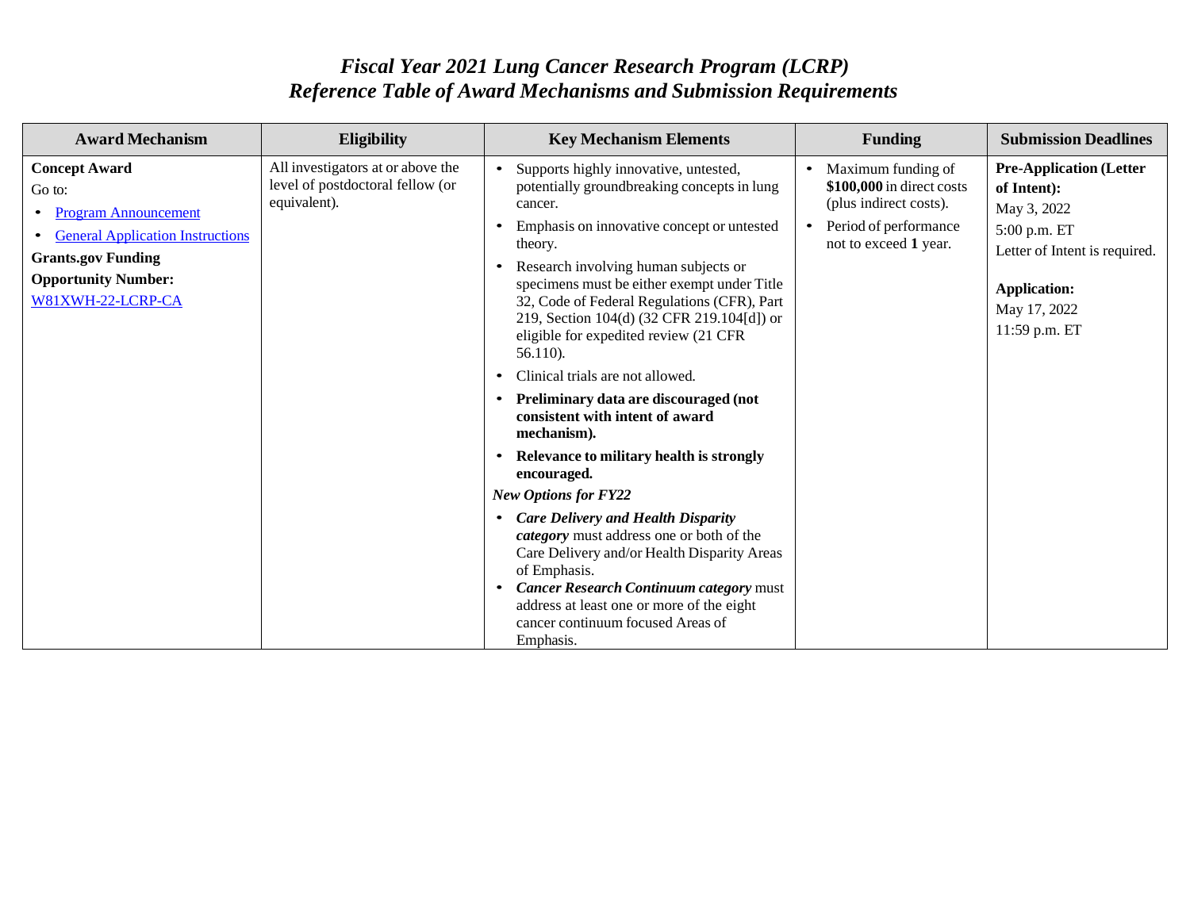# *Fiscal Year 2021 Lung Cancer Research Program (LCRP)*
# *Reference Table of Award Mechanisms and Submission Requirements*

| Award Mechanism | Eligibility | Key Mechanism Elements | Funding | Submission Deadlines |
|---|---|---|---|---|
| **Concept Award**<br>Go to:<br>• Program Announcement<br>• General Application Instructions<br>**Grants.gov Funding Opportunity Number:**<br>W81XWH-22-LCRP-CA | All investigators at or above the level of postdoctoral fellow (or equivalent). | • Supports highly innovative, untested, potentially groundbreaking concepts in lung cancer.<br>• Emphasis on innovative concept or untested theory.<br>• Research involving human subjects or specimens must be either exempt under Title 32, Code of Federal Regulations (CFR), Part 219, Section 104(d) (32 CFR 219.104[d]) or eligible for expedited review (21 CFR 56.110).<br>• Clinical trials are not allowed.<br>• **Preliminary data are discouraged (not consistent with intent of award mechanism).**<br>• **Relevance to military health is strongly encouraged.**<br>***New Options for FY22***<br>• ***Care Delivery and Health Disparity category*** must address one or both of the Care Delivery and/or Health Disparity Areas of Emphasis.<br>• ***Cancer Research Continuum category*** must address at least one or more of the eight cancer continuum focused Areas of Emphasis. | • Maximum funding of **$100,000** in direct costs (plus indirect costs).<br>• Period of performance not to exceed **1** year. | **Pre-Application (Letter of Intent):**<br>May 3, 2022<br>5:00 p.m. ET<br>Letter of Intent is required.<br><br>**Application:**<br>May 17, 2022<br>11:59 p.m. ET |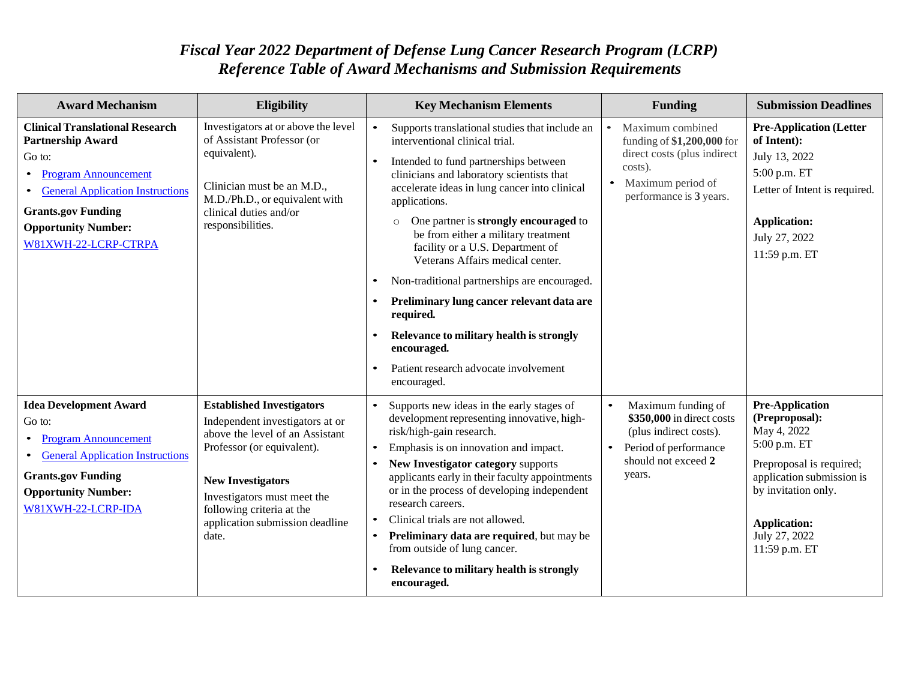*Fiscal Year 2022 Department of Defense Lung Cancer Research Program (LCRP)*
*Reference Table of Award Mechanisms and Submission Requirements*

| Award Mechanism | Eligibility | Key Mechanism Elements | Funding | Submission Deadlines |
|---|---|---|---|---|
| **Clinical Translational Research Partnership Award**<br>Go to:<br>• Program Announcement<br>• General Application Instructions<br>**Grants.gov Funding Opportunity Number:**<br>W81XWH-22-LCRP-CTRPA | Investigators at or above the level of Assistant Professor (or equivalent).<br><br>Clinician must be an M.D., M.D./Ph.D., or equivalent with clinical duties and/or responsibilities. | • Supports translational studies that include an interventional clinical trial.<br>• Intended to fund partnerships between clinicians and laboratory scientists that accelerate ideas in lung cancer into clinical applications.<br>  ○ One partner is **strongly encouraged** to be from either a military treatment facility or a U.S. Department of Veterans Affairs medical center.<br>• Non-traditional partnerships are encouraged.<br>• **Preliminary lung cancer relevant data are required.**<br>• **Relevance to military health is strongly encouraged.**<br>• Patient research advocate involvement encouraged. | • Maximum combined funding of **$1,200,000** for direct costs (plus indirect costs).<br>• Maximum period of performance is **3** years. | **Pre-Application (Letter of Intent):**<br>July 13, 2022<br>5:00 p.m. ET<br>Letter of Intent is required.<br><br>**Application:**<br>July 27, 2022<br>11:59 p.m. ET |
| **Idea Development Award**<br>Go to:<br>• Program Announcement<br>• General Application Instructions<br>**Grants.gov Funding Opportunity Number:**<br>W81XWH-22-LCRP-IDA | **Established Investigators**<br>Independent investigators at or above the level of an Assistant Professor (or equivalent).<br><br>**New Investigators**<br>Investigators must meet the following criteria at the application submission deadline date. | • Supports new ideas in the early stages of development representing innovative, high-risk/high-gain research.<br>• Emphasis is on innovation and impact.<br>• **New Investigator category** supports applicants early in their faculty appointments or in the process of developing independent research careers.<br>• Clinical trials are not allowed.<br>• **Preliminary data are required**, but may be from outside of lung cancer.<br>• **Relevance to military health is strongly encouraged.** | • Maximum funding of **$350,000** in direct costs (plus indirect costs).<br>• Period of performance should not exceed **2** years. | **Pre-Application (Preproposal):**<br>May 4, 2022<br>5:00 p.m. ET<br>Preproposal is required; application submission is by invitation only.<br><br>**Application:**<br>July 27, 2022<br>11:59 p.m. ET |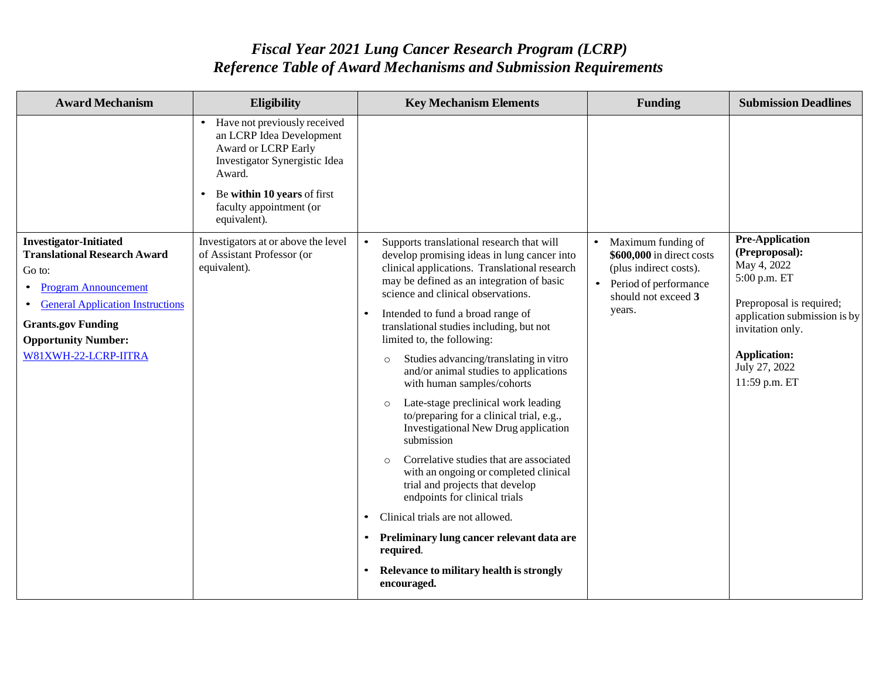# *Fiscal Year 2021 Lung Cancer Research Program (LCRP) Reference Table of Award Mechanisms and Submission Requirements*

| Award Mechanism | Eligibility | Key Mechanism Elements | Funding | Submission Deadlines |
|---|---|---|---|---|
| | • Have not previously received an LCRP Idea Development Award or LCRP Early Investigator Synergistic Idea Award.<br>• Be **within 10 years** of first faculty appointment (or equivalent). | | | |
| **Investigator-Initiated Translational Research Award**<br>Go to:<br>• Program Announcement<br>• General Application Instructions<br>**Grants.gov Funding Opportunity Number:**<br>W81XWH-22-LCRP-IITRA | Investigators at or above the level of Assistant Professor (or equivalent). | • Supports translational research that will develop promising ideas in lung cancer into clinical applications. Translational research may be defined as an integration of basic science and clinical observations.<br>• Intended to fund a broad range of translational studies including, but not limited to, the following:<br>○ Studies advancing/translating in vitro and/or animal studies to applications with human samples/cohorts<br>○ Late-stage preclinical work leading to/preparing for a clinical trial, e.g., Investigational New Drug application submission<br>○ Correlative studies that are associated with an ongoing or completed clinical trial and projects that develop endpoints for clinical trials<br>• Clinical trials are not allowed.<br>• **Preliminary lung cancer relevant data are required**.<br>• **Relevance to military health is strongly encouraged.** | • Maximum funding of **$600,000** in direct costs (plus indirect costs).<br>• Period of performance should not exceed **3** years. | **Pre-Application (Preproposal):**<br>May 4, 2022<br>5:00 p.m. ET<br><br>Preproposal is required; application submission is by invitation only.<br><br>**Application:**<br>July 27, 2022<br>11:59 p.m. ET |